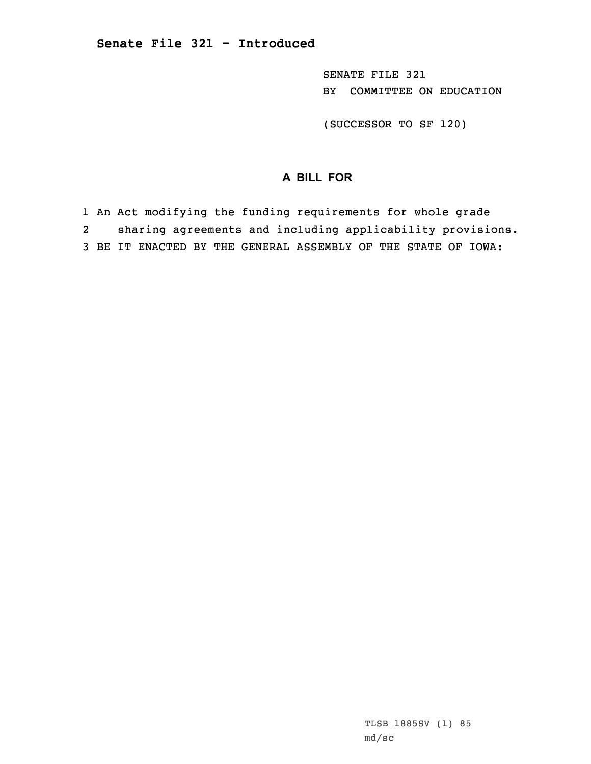# Senate File 321 - Introduced

SENATE FILE 321
BY COMMITTEE ON EDUCATION

(SUCCESSOR TO SF 120)

## A BILL FOR

1 An Act modifying the funding requirements for whole grade
2 sharing agreements and including applicability provisions.
3 BE IT ENACTED BY THE GENERAL ASSEMBLY OF THE STATE OF IOWA:

TLSB 1885SV (1) 85
md/sc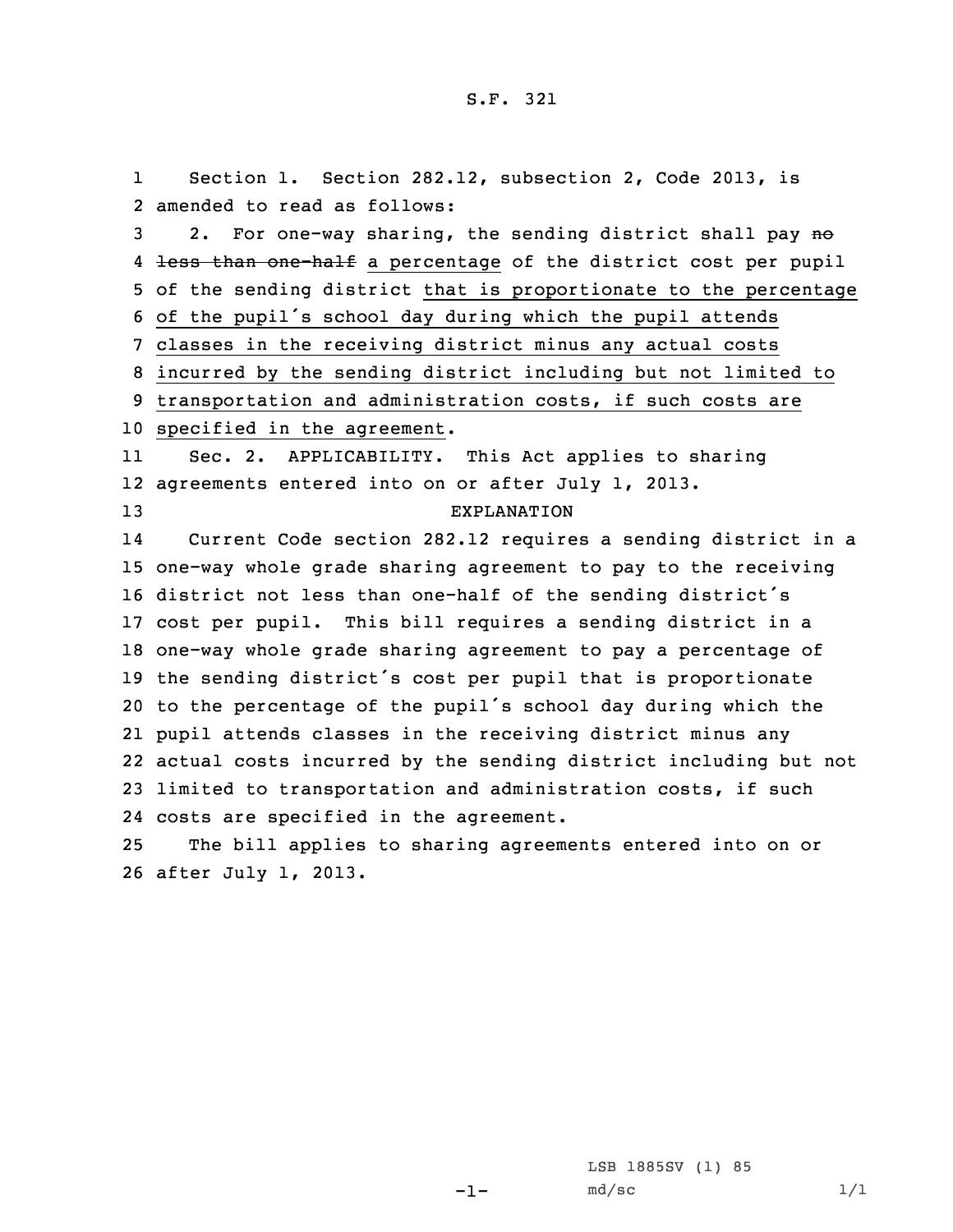Section 1. Section 282.12, subsection 2, Code 2013, is amended to read as follows:

2. For one-way sharing, the sending district shall pay ~~no less than one-half~~ a percentage of the district cost per pupil of the sending district that is proportionate to the percentage of the pupil's school day during which the pupil attends classes in the receiving district minus any actual costs incurred by the sending district including but not limited to transportation and administration costs, if such costs are specified in the agreement.

Sec. 2. APPLICABILITY. This Act applies to sharing agreements entered into on or after July 1, 2013.

EXPLANATION

Current Code section 282.12 requires a sending district in a one-way whole grade sharing agreement to pay to the receiving district not less than one-half of the sending district's cost per pupil. This bill requires a sending district in a one-way whole grade sharing agreement to pay a percentage of the sending district's cost per pupil that is proportionate to the percentage of the pupil's school day during which the pupil attends classes in the receiving district minus any actual costs incurred by the sending district including but not limited to transportation and administration costs, if such costs are specified in the agreement.

The bill applies to sharing agreements entered into on or after July 1, 2013.

LSB 1885SV (1) 85
md/sc